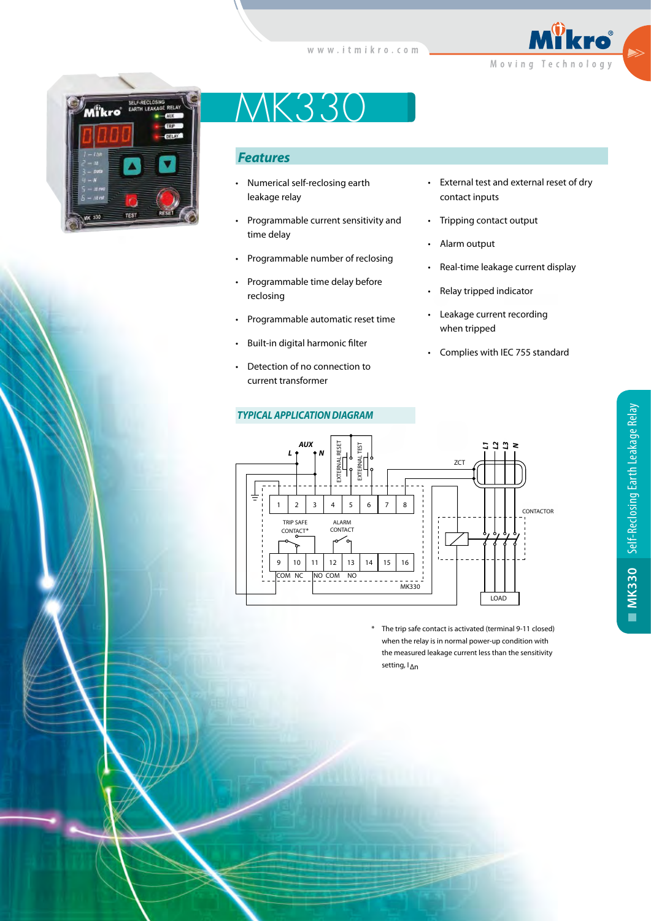# MK330

## Features

- Numerical self-reclosing earth leakage relay
- Programmable current sensitivity and time delay
- Programmable number of reclosing
- Programmable time delay before reclosing
- Programmable automatic reset time
- Built-in digital harmonic filter
- Detection of no connection to current transformer
- External test and external reset of dry contact inputs
- Tripping contact output
- Alarm output
- Real-time leakage current display
- Relay tripped indicator
- Leakage current recording when tripped
- Complies with IEC 755 standard

## TYPICAL APPLICATION DIAGRAM

\* The trip safe contact is activated (terminal 9-11 closed) when the relay is in normal power-up condition with the measured leakage current less than the sensitivity setting, $I_{\Delta n}$

MK330 Self-Reclosing Earth Leakage Relay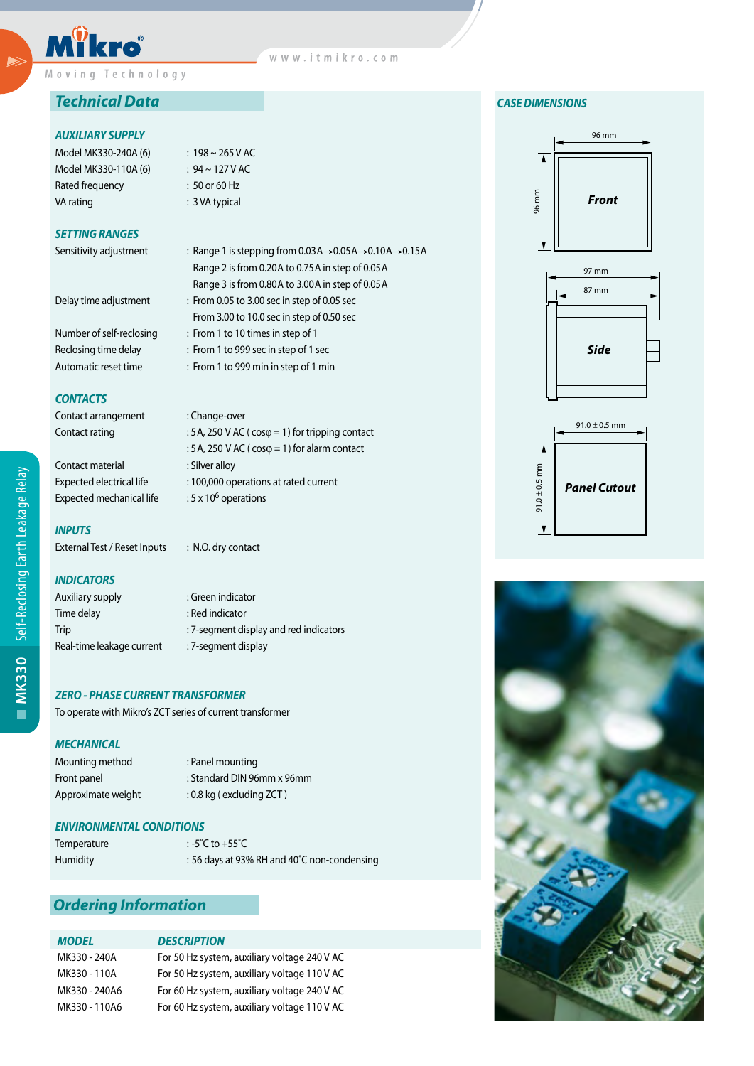## Technical Data

### AUXILIARY SUPPLY

| | |
|---|---|
| Model MK330-240A (6) | : 198 ~ 265 V AC |
| Model MK330-110A (6) | : 94 ~ 127 V AC |
| Rated frequency | : 50 or 60 Hz |
| VA rating | : 3 VA typical |

### SETTING RANGES

| | |
|---|---|
| Sensitivity adjustment | : Range 1 is stepping from 0.03A→0.05A→0.10A→0.15A |
| | Range 2 is from 0.20A to 0.75A in step of 0.05A |
| | Range 3 is from 0.80A to 3.00A in step of 0.05A |
| Delay time adjustment | : From 0.05 to 3.00 sec in step of 0.05 sec |
| | From 3.00 to 10.0 sec in step of 0.50 sec |
| Number of self-reclosing | : From 1 to 10 times in step of 1 |
| Reclosing time delay | : From 1 to 999 sec in step of 1 sec |
| Automatic reset time | : From 1 to 999 min in step of 1 min |

### CONTACTS

| | |
|---|---|
| Contact arrangement | : Change-over |
| Contact rating | : 5A, 250 V AC ( cosφ = 1) for tripping contact |
| | : 5A, 250 V AC ( cosφ = 1) for alarm contact |
| Contact material | : Silver alloy |
| Expected electrical life | : 100,000 operations at rated current |
| Expected mechanical life | : $5 \times 10^6$ operations |

### INPUTS

| | |
|---|---|
| External Test / Reset Inputs | : N.O. dry contact |

### INDICATORS

| | |
|---|---|
| Auxiliary supply | : Green indicator |
| Time delay | : Red indicator |
| Trip | : 7-segment display and red indicators |
| Real-time leakage current | : 7-segment display |

### ZERO - PHASE CURRENT TRANSFORMER

To operate with Mikro's ZCT series of current transformer

### MECHANICAL

| | |
|---|---|
| Mounting method | : Panel mounting |
| Front panel | : Standard DIN 96mm x 96mm |
| Approximate weight | : 0.8 kg ( excluding ZCT ) |

### ENVIRONMENTAL CONDITIONS

| | |
|---|---|
| Temperature | : -5˚C to +55˚C |
| Humidity | : 56 days at 93% RH and 40˚C non-condensing |

## Ordering Information

| MODEL | DESCRIPTION |
|---|---|
| MK330 - 240A | For 50 Hz system, auxiliary voltage 240 V AC |
| MK330 - 110A | For 50 Hz system, auxiliary voltage 110 V AC |
| MK330 - 240A6 | For 60 Hz system, auxiliary voltage 240 V AC |
| MK330 - 110A6 | For 60 Hz system, auxiliary voltage 110 V AC |

## CASE DIMENSIONS

96 mm
96 mm
Front

97 mm
87 mm
Side

91.0 ± 0.5 mm
91.0 ± 0.5 mm
Panel Cutout